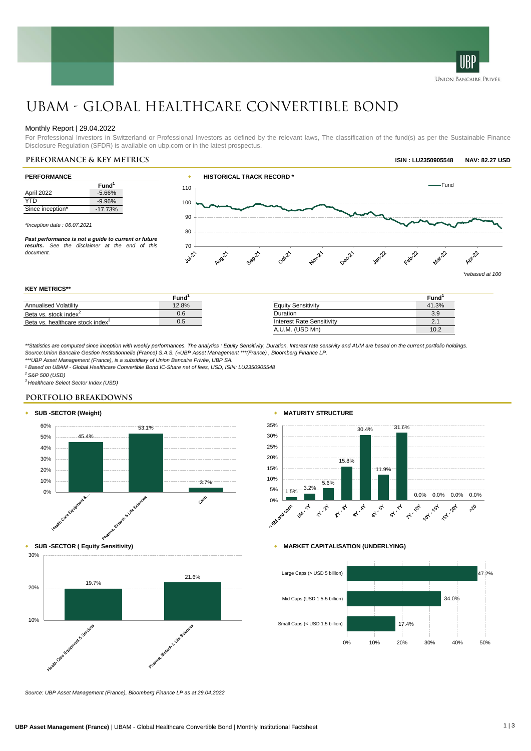# UBAM - GLOBAL HEALTHCARE CONVERTIBLE BOND

Monthly Report | 29.04.2022

For Professional Investors in Switzerland or Professional Investors as defined by the relevant laws, The classification of the fund(s) as per the Sustainable Finance Disclosure Regulation (SFDR) is available on ubp.com or in the latest prospectus.

## PERFORMANCE & KEY METRICS

**ISIN : LU2350905548** **NAV: 82.27 USD**

### PERFORMANCE

| | Fund[1] |
|---|---|
| April 2022 | -5.66% |
| YTD | -9.96% |
| Since inception* | -17.73% |

*\*Inception date : 06.07.2021*

***Past performance is not a guide to current or future results.** See the disclaimer at the end of this document.*

### HISTORICAL TRACK RECORD *

*\*rebased at 100*

### KEY METRICS**

| | Fund[1] |
|---|---|
| Annualised Volatility | 12.8% |
| Beta vs. stock index[2] | 0.6 |
| Beta vs. healthcare stock index[3] | 0.5 |

| | Fund[1] |
|---|---|
| Equity Sensitivity | 41.3% |
| Duration | 3.9 |
| Interest Rate Sensitivity | 2.1 |
| A.U.M. (USD Mn) | 10.2 |

*\*\*Statistics are computed since inception with weekly performances. The analytics : Equity Sensitivity, Duration, Interest rate sensivity and AUM are based on the current portfolio holdings.*
*Source:Union Bancaire Gestion Institutionnelle (France) S.A.S. («UBP Asset Management \*\*\*(France) , Bloomberg Finance LP.*
*\*\*\*UBP Asset Management (France), is a subsidiary of Union Bancaire Privée, UBP SA.*
*[1] Based on UBAM - Global Healthcare Convertible Bond IC-Share net of fees, USD, ISIN: LU2350905548*
*[2] S&P 500 (USD)*
*[3] Healthcare Select Sector Index (USD)*

## PORTFOLIO BREAKDOWNS

### SUB -SECTOR (Weight)

| Sub-sector | Weight |
|---|---|
| Health Care Equipment &... | 45.4% |
| Pharma, Biotech & Life Sciences | 53.1% |
| Cash | 3.7% |

### MATURITY STRUCTURE

| Maturity | Weight |
|---|---|
| < 6M and cash | 1.5% |
| 6M - 1Y | 3.2% |
| 1Y - 2Y | 5.6% |
| 2Y - 3Y | 15.8% |
| 3Y - 4Y | 30.4% |
| 4Y - 5Y | 11.9% |
| 5Y - 7Y | 31.6% |
| 7Y - 10Y | 0.0% |
| 10Y - 15Y | 0.0% |
| 15Y - 20Y | 0.0% |
| >20 | 0.0% |

### SUB -SECTOR ( Equity Sensitivity)

| Sub-sector | Equity Sensitivity |
|---|---|
| Health Care Equipment & Services | 19.7% |
| Pharma, Biotech & Life Sciences | 21.6% |

### MARKET CAPITALISATION (UNDERLYING)

| Market Capitalisation | Weight |
|---|---|
| Large Caps (> USD 5 billion) | 47.2% |
| Mid Caps (USD 1.5-5 billion) | 34.0% |
| Small Caps (< USD 1.5 billion) | 17.4% |

*Source: UBP Asset Management (France), Bloomberg Finance LP as at 29.04.2022*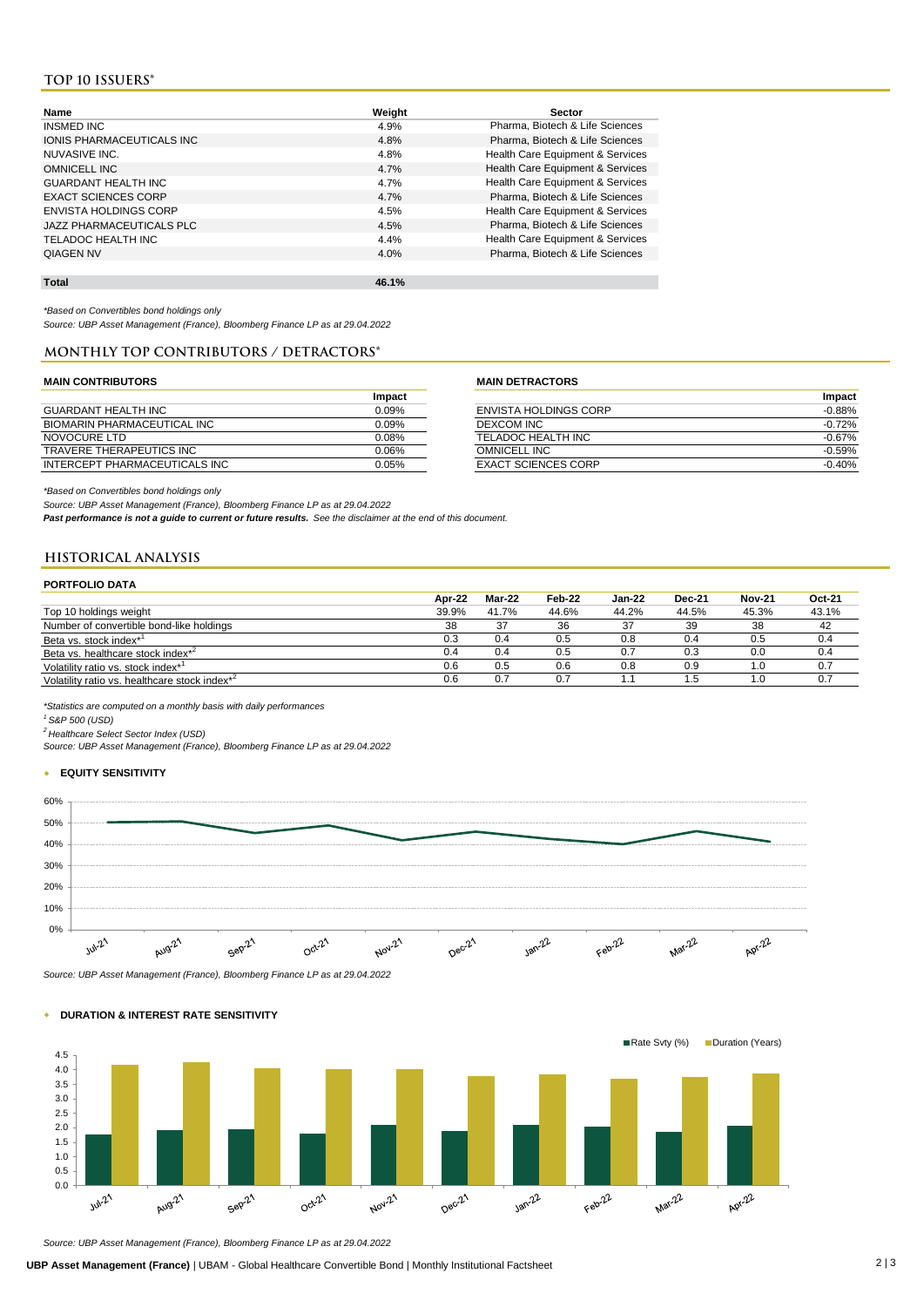## TOP 10 ISSUERS*

| Name | Weight | Sector |
|---|---|---|
| INSMED INC | 4.9% | Pharma, Biotech & Life Sciences |
| IONIS PHARMACEUTICALS INC | 4.8% | Pharma, Biotech & Life Sciences |
| NUVASIVE INC. | 4.8% | Health Care Equipment & Services |
| OMNICELL INC | 4.7% | Health Care Equipment & Services |
| GUARDANT HEALTH INC | 4.7% | Health Care Equipment & Services |
| EXACT SCIENCES CORP | 4.7% | Pharma, Biotech & Life Sciences |
| ENVISTA HOLDINGS CORP | 4.5% | Health Care Equipment & Services |
| JAZZ PHARMACEUTICALS PLC | 4.5% | Pharma, Biotech & Life Sciences |
| TELADOC HEALTH INC | 4.4% | Health Care Equipment & Services |
| QIAGEN NV | 4.0% | Pharma, Biotech & Life Sciences |
| **Total** | **46.1%** | |

*Based on Convertibles bond holdings only*

*Source: UBP Asset Management (France), Bloomberg Finance LP as at 29.04.2022*

## MONTHLY TOP CONTRIBUTORS / DETRACTORS*

**MAIN CONTRIBUTORS**

| | Impact |
|---|---|
| GUARDANT HEALTH INC | 0.09% |
| BIOMARIN PHARMACEUTICAL INC | 0.09% |
| NOVOCURE LTD | 0.08% |
| TRAVERE THERAPEUTICS INC | 0.06% |
| INTERCEPT PHARMACEUTICALS INC | 0.05% |

**MAIN DETRACTORS**

| | Impact |
|---|---|
| ENVISTA HOLDINGS CORP | -0.88% |
| DEXCOM INC | -0.72% |
| TELADOC HEALTH INC | -0.67% |
| OMNICELL INC | -0.59% |
| EXACT SCIENCES CORP | -0.40% |

*Based on Convertibles bond holdings only*

*Source: UBP Asset Management (France), Bloomberg Finance LP as at 29.04.2022*

***Past performance is not a guide to current or future results.*** *See the disclaimer at the end of this document.*

## HISTORICAL ANALYSIS

**PORTFOLIO DATA**

| | Apr-22 | Mar-22 | Feb-22 | Jan-22 | Dec-21 | Nov-21 | Oct-21 |
|---|---|---|---|---|---|---|---|
| Top 10 holdings weight | 39.9% | 41.7% | 44.6% | 44.2% | 44.5% | 45.3% | 43.1% |
| Number of convertible bond-like holdings | 38 | 37 | 36 | 37 | 39 | 38 | 42 |
| Beta vs. stock index*[1] | 0.3 | 0.4 | 0.5 | 0.8 | 0.4 | 0.5 | 0.4 |
| Beta vs. healthcare stock index*[2] | 0.4 | 0.4 | 0.5 | 0.7 | 0.3 | 0.0 | 0.4 |
| Volatility ratio vs. stock index*[1] | 0.6 | 0.5 | 0.6 | 0.8 | 0.9 | 1.0 | 0.7 |
| Volatility ratio vs. healthcare stock index*[2] | 0.6 | 0.7 | 0.7 | 1.1 | 1.5 | 1.0 | 0.7 |

*Statistics are computed on a monthly basis with daily performances*

[1] *S&P 500 (USD)*

[2] *Healthcare Select Sector Index (USD)*

*Source: UBP Asset Management (France), Bloomberg Finance LP as at 29.04.2022*

**EQUITY SENSITIVITY**

*Source: UBP Asset Management (France), Bloomberg Finance LP as at 29.04.2022*

**DURATION & INTEREST RATE SENSITIVITY**

*Source: UBP Asset Management (France), Bloomberg Finance LP as at 29.04.2022*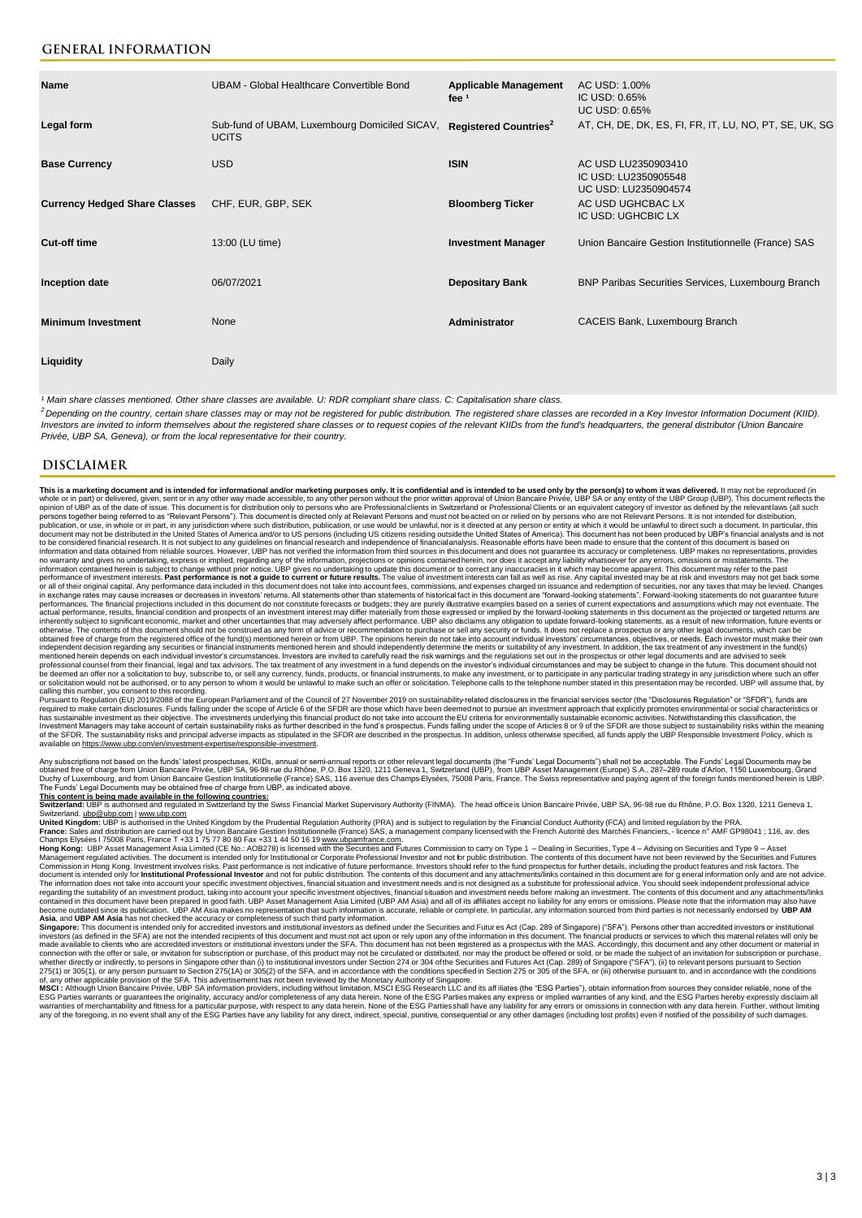## GENERAL INFORMATION

| | | | |
|---|---|---|---|
| **Name** | UBAM - Global Healthcare Convertible Bond | **Applicable Management fee** [1] | AC USD: 1.00%<br>IC USD: 0.65%<br>UC USD: 0.65% |
| **Legal form** | Sub-fund of UBAM, Luxembourg Domiciled SICAV, UCITS | **Registered Countries**[2] | AT, CH, DE, DK, ES, FI, FR, IT, LU, NO, PT, SE, UK, SG |
| **Base Currency** | USD | **ISIN** | AC USD LU2350903410<br>IC USD: LU2350905548<br>UC USD: LU2350904574 |
| **Currency Hedged Share Classes** | CHF, EUR, GBP, SEK | **Bloomberg Ticker** | AC USD UGHCBAC LX<br>IC USD: UGHCBIC LX |
| **Cut-off time** | 13:00 (LU time) | **Investment Manager** | Union Bancaire Gestion Institutionnelle (France) SAS |
| **Inception date** | 06/07/2021 | **Depositary Bank** | BNP Paribas Securities Services, Luxembourg Branch |
| **Minimum Investment** | None | **Administrator** | CACEIS Bank, Luxembourg Branch |
| **Liquidity** | Daily | | |

*[1] Main share classes mentioned. Other share classes are available. U: RDR compliant share class. C: Capitalisation share class.*

*[2] Depending on the country, certain share classes may or may not be registered for public distribution. The registered share classes are recorded in a Key Investor Information Document (KIID). Investors are invited to inform themselves about the registered share classes or to request copies of the relevant KIIDs from the fund's headquarters, the general distributor (Union Bancaire Privée, UBP SA, Geneva), or from the local representative for their country.*

## DISCLAIMER

**This is a marketing document and is intended for informational and/or marketing purposes only. It is confidential and is intended to be used only by the person(s) to whom it was delivered.** It may not be reproduced (in whole or in part) or delivered, given, sent or in any other way made accessible, to any other person without the prior written approval of Union Bancaire Privée, UBP SA or any entity of the UBP Group (UBP). This document reflects the opinion of UBP as of the date of issue. This document is for distribution only to persons who are Professional clients in Switzerland or Professional Clients or an equivalent category of investor as defined by the relevant laws (all such persons together being referred to as "Relevant Persons"). This document is directed only at Relevant Persons and must not be acted on or relied on by persons who are not Relevant Persons. It is not intended for distribution, publication, or use, in whole or in part, in any jurisdiction where such distribution, publication, or use would be unlawful, nor is it directed at any person or entity at which it would be unlawful to direct such a document. In particular, this document may not be distributed in the United States of America and/or to US persons (including US citizens residing outside the United States of America). This document has not been produced by UBP's financial analysts and is not to be considered financial research. It is not subject to any guidelines on financial research and independence of financial analysis. Reasonable efforts have been made to ensure that the content of this document is based on information and data obtained from reliable sources. However, UBP has not verified the information from third sources in this document and does not guarantee its accuracy or completeness. UBP makes no representations, provides no warranty and gives no undertaking, express or implied, regarding any of the information, projections or opinions contained herein, nor does it accept any liability whatsoever for any errors, omissions or misstatements. The information contained herein is subject to change without prior notice. UBP gives no undertaking to update this document or to correct any inaccuracies in it which may become apparent. This document may refer to the past performance of investment interests. **Past performance is not a guide to current or future results.** The value of investment interests can fall as well as rise. Any capital invested may be at risk and investors may not get back some or all of their original capital. Any performance data included in this document does not take into account fees, commissions, and expenses charged on issuance and redemption of securities, nor any taxes that may be levied. Changes in exchange rates may cause increases or decreases in investors' returns. All statements other than statements of historical fact in this document are "forward-looking statements". Forward-looking statements do not guarantee future performances. The financial projections included in this document do not constitute forecasts or budgets; they are purely illustrative examples based on a series of current expectations and assumptions which may not eventuate. The actual performance, results, financial condition and prospects of an investment interest may differ materially from those expressed or implied by the forward-looking statements in this document as the projected or targeted returns are inherently subject to significant economic, market and other uncertainties that may adversely affect performance. UBP also disclaims any obligation to update forward-looking statements, as a result of new information, future events or otherwise. The contents of this document should not be construed as any form of advice or recommendation to purchase or sell any security or funds. It does not replace a prospectus or any other legal documents, which can be obtained free of charge from the registered office of the fund(s) mentioned herein or from UBP. The opinions herein do not take into account individual investors' circumstances, objectives, or needs. Each investor must make their own independent decision regarding any securities or financial instruments mentioned herein and should independently determine the merits or suitability of any investment. In addition, the tax treatment of any investment in the fund(s) mentioned herein depends on each individual investor's circumstances. Investors are invited to carefully read the risk warnings and the regulations set out in the prospectus or other legal documents and are advised to seek professional counsel from their financial, legal and tax advisors. The tax treatment of any investment in a fund depends on the investor's individual circumstances and may be subject to change in the future. This document should not be deemed an offer nor a solicitation to buy, subscribe to, or sell any currency, funds, products, or financial instruments, to make any investment, or to participate in any particular trading strategy in any jurisdiction where such an offer or solicitation would not be authorised, or to any person to whom it would be unlawful to make such an offer or solicitation. Telephone calls to the telephone number stated in this presentation may be recorded. UBP will assume that, by calling this number, you consent to this recording.

Pursuant to Regulation (EU) 2019/2088 of the European Parliament and of the Council of 27 November 2019 on sustainability-related disclosures in the financial services sector (the "Disclosures Regulation" or "SFDR"), funds are required to make certain disclosures. Funds falling under the scope of Article 6 of the SFDR are those which have been deemed not to pursue an investment approach that explicitly promotes environmental or social characteristics or has sustainable investment as their objective. The investments underlying this financial product do not take into account the EU criteria for environmentally sustainable economic activities. Notwithstanding this classification, the Investment Managers may take account of certain sustainability risks as further described in the fund's prospectus. Funds falling under the scope of Articles 8 or 9 of the SFDR are those subject to sustainability risks within the meaning of the SFDR. The sustainability risks and principal adverse impacts as stipulated in the SFDR are described in the prospectus. In addition, unless otherwise specified, all funds apply the UBP Responsible Investment Policy, which is available on https://www.ubp.com/en/investment-expertise/responsible-investment.

Any subscriptions not based on the funds' latest prospectuses, KIIDs, annual or semi-annual reports or other relevant legal documents (the "Funds' Legal Documents") shall not be acceptable. The Funds' Legal Documents may be obtained free of charge from Union Bancaire Privée, UBP SA, 96-98 rue du Rhône, P.O. Box 1320, 1211 Geneva 1, Switzerland (UBP), from UBP Asset Management (Europe) S.A., 287–289 route d'Arlon, 1150 Luxembourg, Grand Duchy of Luxembourg, and from Union Bancaire Gestion Institutionnelle (France) SAS, 116 avenue des Champs-Elysées, 75008 Paris, France. The Swiss representative and paying agent of the foreign funds mentioned herein is UBP. The Funds' Legal Documents may be obtained free of charge from UBP, as indicated above.

**This content is being made available in the following countries:**

**Switzerland:** UBP is authorised and regulated in Switzerland by the Swiss Financial Market Supervisory Authority (FINMA). The head office is Union Bancaire Privée, UBP SA, 96-98 rue du Rhône, P.O. Box 1320, 1211 Geneva 1, Switzerland. ubp@ubp.com | www.ubp.com

**United Kingdom:** UBP is authorised in the United Kingdom by the Prudential Regulation Authority (PRA) and is subject to regulation by the Financial Conduct Authority (FCA) and limited regulation by the PRA.

**France:** Sales and distribution are carried out by Union Bancaire Gestion Institutionnelle (France) SAS, a management company licensed with the French Autorité des Marchés Financiers, - licence n° AMF GP98041 ; 116, av. des Champs Elysées I 75008 Paris, France T +33 1 75 77 80 80 Fax +33 1 44 50 16 19 www.ubpamfrance.com.

**Hong Kong:** UBP Asset Management Asia Limited (CE No.: AOB278) is licensed with the Securities and Futures Commission to carry on Type 1 – Dealing in Securities, Type 4 – Advising on Securities and Type 9 – Asset Management regulated activities. The document is intended only for Institutional or Corporate Professional Investor and not for public distribution. The contents of this document have not been reviewed by the Securities and Futures Commission in Hong Kong. Investment involves risks. Past performance is not indicative of future performance. Investors should refer to the fund prospectus for further details, including the product features and risk factors. The document is intended only for **Institutional Professional Investor** and not for public distribution. The contents of this document and any attachments/links contained in this document are for general information only and are not advice. The information does not take into account your specific investment objectives, financial situation and investment needs and is not designed as a substitute for professional advice. You should seek independent professional advice regarding the suitability of an investment product, taking into account your specific investment objectives, financial situation and investment needs before making an investment. The contents of this document and any attachments/links contained in this document have been prepared in good faith. UBP Asset Management Asia Limited (UBP AM Asia) and all of its affiliates accept no liability for any errors or omissions. Please note that the information may also have become outdated since its publication. UBP AM Asia makes no representation that such information is accurate, reliable or complete. In particular, any information sourced from third parties is not necessarily endorsed by **UBP AM Asia**, and **UBP AM Asia** has not checked the accuracy or completeness of such third party information.

**Singapore:** This document is intended only for accredited investors and institutional investors as defined under the Securities and Futures Act (Cap. 289 of Singapore) ("SFA"). Persons other than accredited investors or institutional investors (as defined in the SFA) are not the intended recipients of this document and must not act upon or rely upon any of the information in this document. The financial products or services to which this material relates will only be made available to clients who are accredited investors or institutional investors under the SFA. This document has not been registered as a prospectus with the MAS. Accordingly, this document and any other document or material in connection with the offer or sale, or invitation for subscription or purchase, of this product may not be circulated or distributed, nor may the product be offered or sold, or be made the subject of an invitation for subscription or purchase, whether directly or indirectly, to persons in Singapore other than (i) to institutional investors under Section 274 or 304 of the Securities and Futures Act (Cap. 289) of Singapore ("SFA"), (ii) to relevant persons pursuant to Section 275(1) or 305(1), or any person pursuant to Section 275(1A) or 305(2) of the SFA, and in accordance with the conditions specified in Section 275 or 305 of the SFA, or (iii) otherwise pursuant to, and in accordance with the conditions of, any other applicable provision of the SFA. This advertisement has not been reviewed by the Monetary Authority of Singapore.

**MSCI :** Although Union Bancaire Privée, UBP SA information providers, including without limitation, MSCI ESG Research LLC and its affiliates (the "ESG Parties"), obtain information from sources they consider reliable, none of the ESG Parties warrants or guarantees the originality, accuracy and/or completeness of any data herein. None of the ESG Parties makes any express or implied warranties of any kind, and the ESG Parties hereby expressly disclaim all warranties of merchantability and fitness for a particular purpose, with respect to any data herein. None of the ESG Parties shall have any liability for any errors or omissions in connection with any data herein. Further, without limiting any of the foregoing, in no event shall any of the ESG Parties have any liability for any direct, indirect, special, punitive, consequential or any other damages (including lost profits) even if notified of the possibility of such damages.